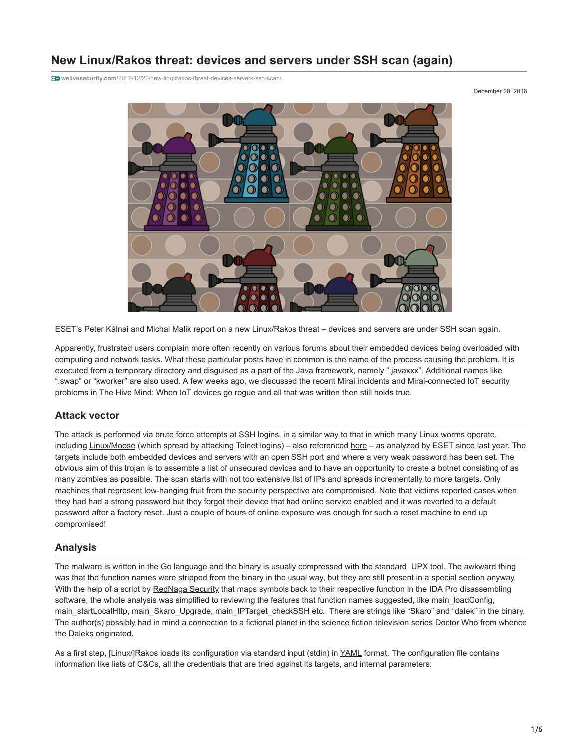# New Linux/Rakos threat: devices and servers under SSH scan (again)

welivesecurity.com/2016/12/20/new-linuxrakos-threat-devices-servers-ssh-scan/

December 20, 2016

ESET's Peter Kálnai and Michal Malik report on a new Linux/Rakos threat – devices and servers are under SSH scan again.

Apparently, frustrated users complain more often recently on various forums about their embedded devices being overloaded with computing and network tasks. What these particular posts have in common is the name of the process causing the problem. It is executed from a temporary directory and disguised as a part of the Java framework, namely ".javaxxx". Additional names like ".swap" or "kworker" are also used. A few weeks ago, we discussed the recent Mirai incidents and Mirai-connected IoT security problems in The Hive Mind: When IoT devices go rogue and all that was written then still holds true.

## Attack vector

The attack is performed via brute force attempts at SSH logins, in a similar way to that in which many Linux worms operate, including Linux/Moose (which spread by attacking Telnet logins) – also referenced here – as analyzed by ESET since last year. The targets include both embedded devices and servers with an open SSH port and where a very weak password has been set. The obvious aim of this trojan is to assemble a list of unsecured devices and to have an opportunity to create a botnet consisting of as many zombies as possible. The scan starts with not too extensive list of IPs and spreads incrementally to more targets. Only machines that represent low-hanging fruit from the security perspective are compromised. Note that victims reported cases when they had had a strong password but they forgot their device that had online service enabled and it was reverted to a default password after a factory reset. Just a couple of hours of online exposure was enough for such a reset machine to end up compromised!

## Analysis

The malware is written in the Go language and the binary is usually compressed with the standard UPX tool. The awkward thing was that the function names were stripped from the binary in the usual way, but they are still present in a special section anyway. With the help of a script by RedNaga Security that maps symbols back to their respective function in the IDA Pro disassembling software, the whole analysis was simplified to reviewing the features that function names suggested, like main_loadConfig, main_startLocalHttp, main_Skaro_Upgrade, main_IPTarget_checkSSH etc. There are strings like "Skaro" and "dalek" in the binary. The author(s) possibly had in mind a connection to a fictional planet in the science fiction television series Doctor Who from whence the Daleks originated.

As a first step, [Linux/]Rakos loads its configuration via standard input (stdin) in YAML format. The configuration file contains information like lists of C&Cs, all the credentials that are tried against its targets, and internal parameters: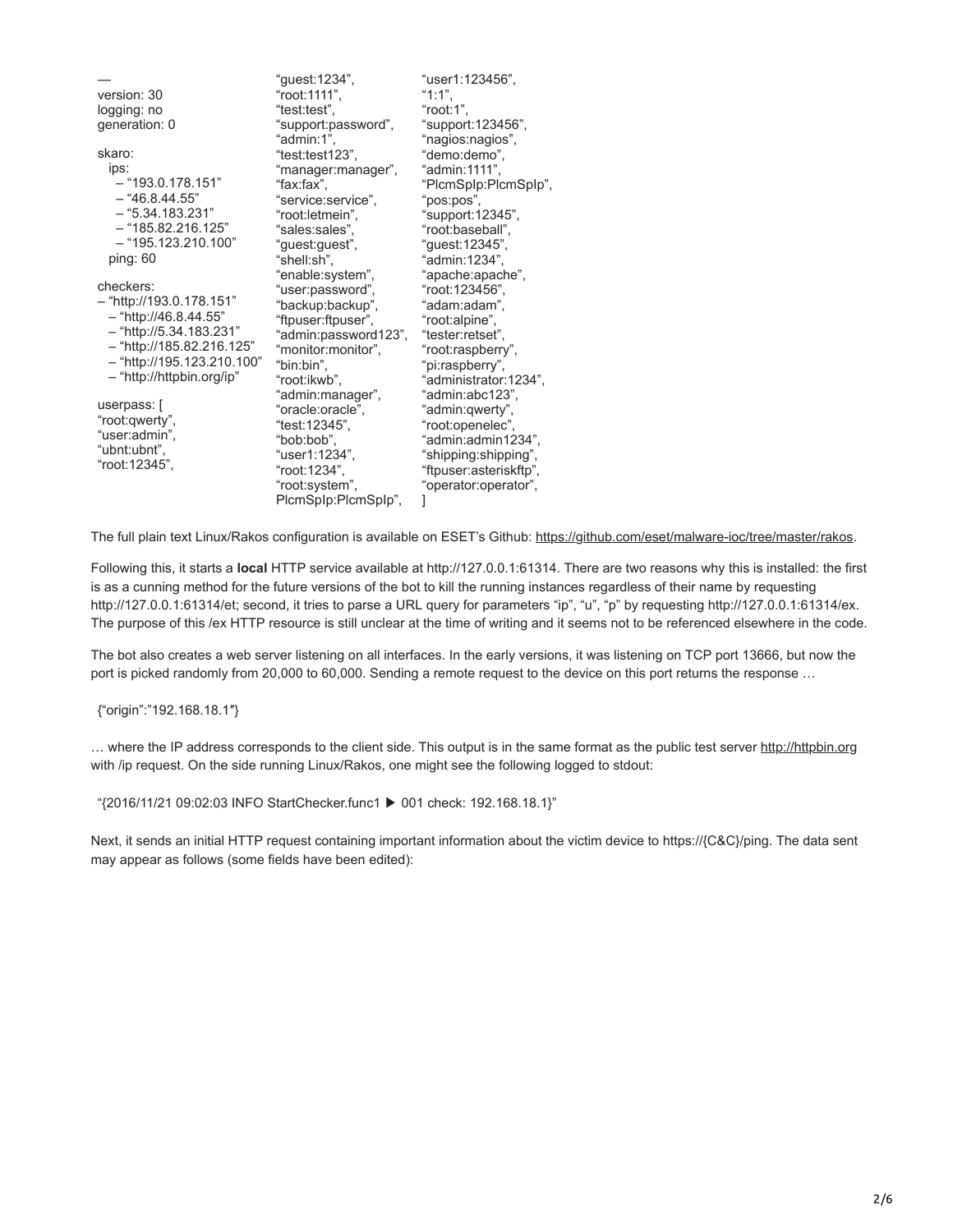```
—
version: 30
logging: no
generation: 0

skaro:
  ips:
    – "193.0.178.151"
    – "46.8.44.55"
    – "5.34.183.231"
    – "185.82.216.125"
    – "195.123.210.100"
  ping: 60

checkers:
– "http://193.0.178.151"
  – "http://46.8.44.55"
  – "http://5.34.183.231"
  – "http://185.82.216.125"
  – "http://195.123.210.100"
  – "http://httpbin.org/ip"

userpass: [
"root:qwerty",
"user:admin",
"ubnt:ubnt",
"root:12345",
"guest:1234",
"root:1111",
"test:test",
"support:password",
"admin:1",
"test:test123",
"manager:manager",
"fax:fax",
"service:service",
"root:letmein",
"sales:sales",
"guest:guest",
"shell:sh",
"enable:system",
"user:password",
"backup:backup",
"ftpuser:ftpuser",
"admin:password123",
"monitor:monitor",
"bin:bin",
"root:ikwb",
"admin:manager",
"oracle:oracle",
"test:12345",
"bob:bob",
"user1:1234",
"root:1234",
"root:system",
PlcmSpIp:PlcmSpIp",
"user1:123456",
"1:1",
"root:1",
"support:123456",
"nagios:nagios",
"demo:demo",
"admin:1111",
"PlcmSpIp:PlcmSpIp",
"pos:pos",
"support:12345",
"root:baseball",
"guest:12345",
"admin:1234",
"apache:apache",
"root:123456",
"adam:adam",
"root:alpine",
"tester:retset",
"root:raspberry",
"pi:raspberry",
"administrator:1234",
"admin:abc123",
"admin:qwerty",
"root:openelec",
"admin:admin1234",
"shipping:shipping",
"ftpuser:asteriskftp",
"operator:operator",
]
```

The full plain text Linux/Rakos configuration is available on ESET's Github: https://github.com/eset/malware-ioc/tree/master/rakos.

Following this, it starts a **local** HTTP service available at http://127.0.0.1:61314. There are two reasons why this is installed: the first is as a cunning method for the future versions of the bot to kill the running instances regardless of their name by requesting http://127.0.0.1:61314/et; second, it tries to parse a URL query for parameters "ip", "u", "p" by requesting http://127.0.0.1:61314/ex. The purpose of this /ex HTTP resource is still unclear at the time of writing and it seems not to be referenced elsewhere in the code.

The bot also creates a web server listening on all interfaces. In the early versions, it was listening on TCP port 13666, but now the port is picked randomly from 20,000 to 60,000. Sending a remote request to the device on this port returns the response …

```
{"origin":"192.168.18.1″}
```

… where the IP address corresponds to the client side. This output is in the same format as the public test server http://httpbin.org with /ip request. On the side running Linux/Rakos, one might see the following logged to stdout:

```
"{2016/11/21 09:02:03 INFO StartChecker.func1 ▶ 001 check: 192.168.18.1}"
```

Next, it sends an initial HTTP request containing important information about the victim device to https://{C&C}/ping. The data sent may appear as follows (some fields have been edited):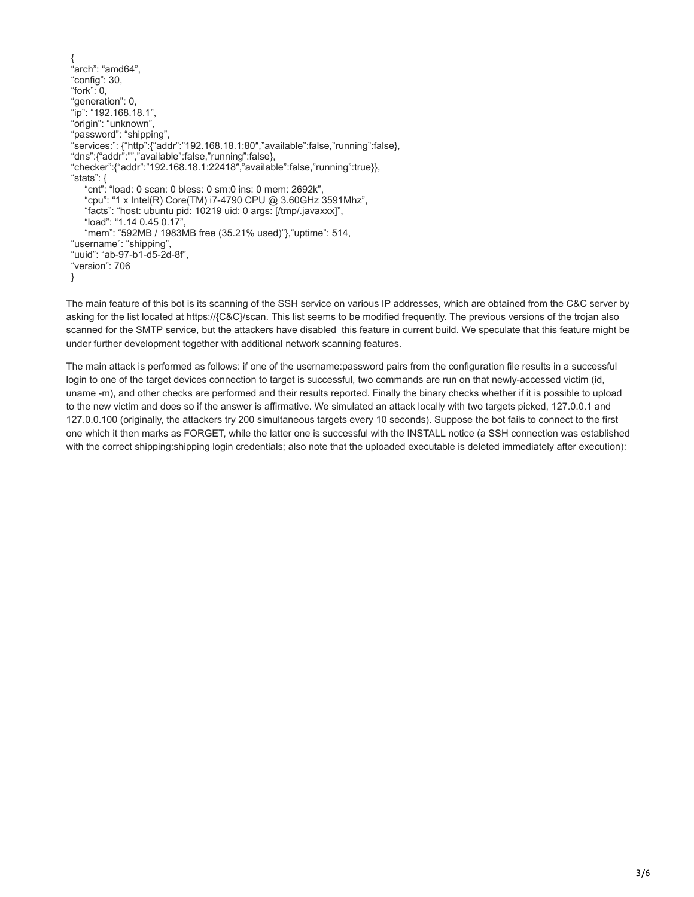```
{
"arch": "amd64",
"config": 30,
"fork": 0,
"generation": 0,
"ip": "192.168.18.1",
"origin": "unknown",
"password": "shipping",
"services:": {"http":{"addr":"192.168.18.1:80″,"available":false,"running":false},
"dns":{"addr":"","available":false,"running":false},
"checker":{"addr":"192.168.18.1:22418″,"available":false,"running":true}},
"stats": {
    "cnt": "load: 0 scan: 0 bless: 0 sm:0 ins: 0 mem: 2692k",
    "cpu": "1 x Intel(R) Core(TM) i7-4790 CPU @ 3.60GHz 3591Mhz",
    "facts": "host: ubuntu pid: 10219 uid: 0 args: [/tmp/.javaxxx]",
    "load": "1.14 0.45 0.17",
    "mem": "592MB / 1983MB free (35.21% used)"},"uptime": 514,
"username": "shipping",
"uuid": "ab-97-b1-d5-2d-8f",
"version": 706
}
```

The main feature of this bot is its scanning of the SSH service on various IP addresses, which are obtained from the C&C server by asking for the list located at https://{C&C}/scan. This list seems to be modified frequently. The previous versions of the trojan also scanned for the SMTP service, but the attackers have disabled this feature in current build. We speculate that this feature might be under further development together with additional network scanning features.

The main attack is performed as follows: if one of the username:password pairs from the configuration file results in a successful login to one of the target devices connection to target is successful, two commands are run on that newly-accessed victim (id, uname -m), and other checks are performed and their results reported. Finally the binary checks whether if it is possible to upload to the new victim and does so if the answer is affirmative. We simulated an attack locally with two targets picked, 127.0.0.1 and 127.0.0.100 (originally, the attackers try 200 simultaneous targets every 10 seconds). Suppose the bot fails to connect to the first one which it then marks as FORGET, while the latter one is successful with the INSTALL notice (a SSH connection was established with the correct shipping:shipping login credentials; also note that the uploaded executable is deleted immediately after execution):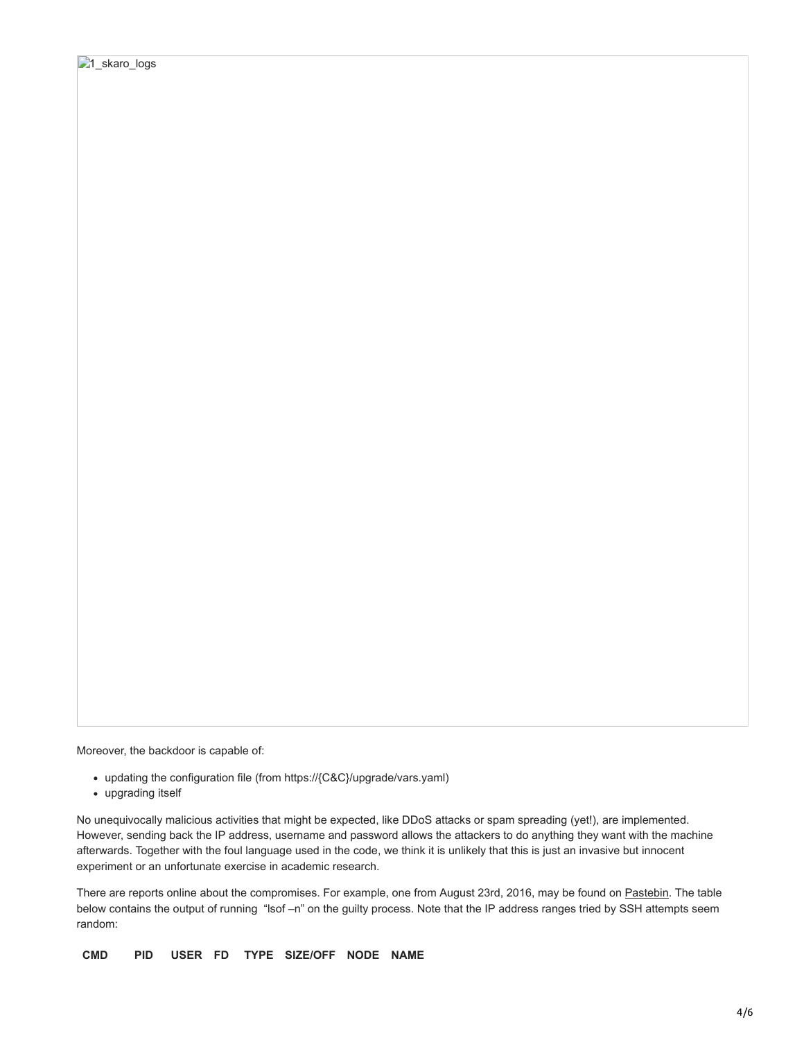1_skaro_logs

Moreover, the backdoor is capable of:

- updating the configuration file (from https://{C&C}/upgrade/vars.yaml)
- upgrading itself

No unequivocally malicious activities that might be expected, like DDoS attacks or spam spreading (yet!), are implemented. However, sending back the IP address, username and password allows the attackers to do anything they want with the machine afterwards. Together with the foul language used in the code, we think it is unlikely that this is just an invasive but innocent experiment or an unfortunate exercise in academic research.

There are reports online about the compromises. For example, one from August 23rd, 2016, may be found on Pastebin. The table below contains the output of running "lsof –n" on the guilty process. Note that the IP address ranges tried by SSH attempts seem random:

| CMD | PID | USER | FD | TYPE | SIZE/OFF | NODE | NAME |
|---|---|---|---|---|---|---|---|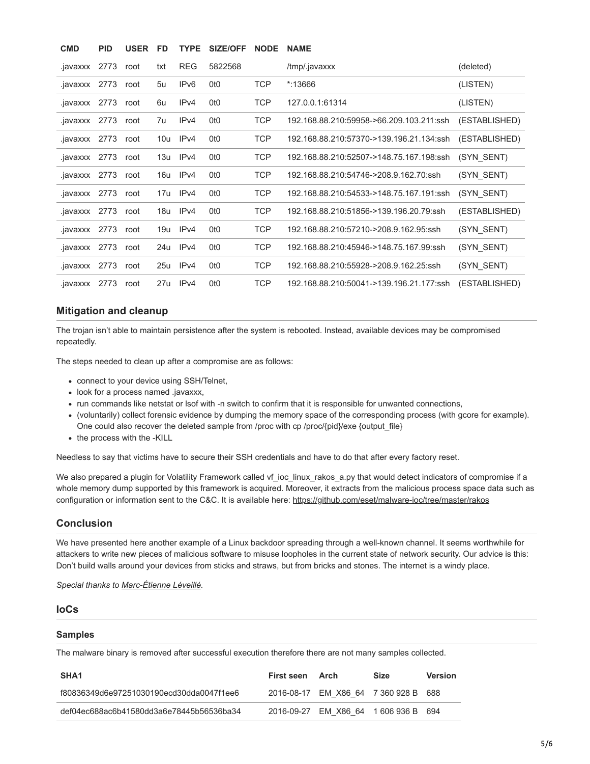| CMD | PID | USER | FD | TYPE | SIZE/OFF | NODE | NAME | |
|---|---|---|---|---|---|---|---|---|
| .javaxxx | 2773 | root | txt | REG | 5822568 | | /tmp/.javaxxx | (deleted) |
| .javaxxx | 2773 | root | 5u | IPv6 | 0t0 | TCP | *:13666 | (LISTEN) |
| .javaxxx | 2773 | root | 6u | IPv4 | 0t0 | TCP | 127.0.0.1:61314 | (LISTEN) |
| .javaxxx | 2773 | root | 7u | IPv4 | 0t0 | TCP | 192.168.88.210:59958->66.209.103.211:ssh | (ESTABLISHED) |
| .javaxxx | 2773 | root | 10u | IPv4 | 0t0 | TCP | 192.168.88.210:57370->139.196.21.134:ssh | (ESTABLISHED) |
| .javaxxx | 2773 | root | 13u | IPv4 | 0t0 | TCP | 192.168.88.210:52507->148.75.167.198:ssh | (SYN_SENT) |
| .javaxxx | 2773 | root | 16u | IPv4 | 0t0 | TCP | 192.168.88.210:54746->208.9.162.70:ssh | (SYN_SENT) |
| .javaxxx | 2773 | root | 17u | IPv4 | 0t0 | TCP | 192.168.88.210:54533->148.75.167.191:ssh | (SYN_SENT) |
| .javaxxx | 2773 | root | 18u | IPv4 | 0t0 | TCP | 192.168.88.210:51856->139.196.20.79:ssh | (ESTABLISHED) |
| .javaxxx | 2773 | root | 19u | IPv4 | 0t0 | TCP | 192.168.88.210:57210->208.9.162.95:ssh | (SYN_SENT) |
| .javaxxx | 2773 | root | 24u | IPv4 | 0t0 | TCP | 192.168.88.210:45946->148.75.167.99:ssh | (SYN_SENT) |
| .javaxxx | 2773 | root | 25u | IPv4 | 0t0 | TCP | 192.168.88.210:55928->208.9.162.25:ssh | (SYN_SENT) |
| .javaxxx | 2773 | root | 27u | IPv4 | 0t0 | TCP | 192.168.88.210:50041->139.196.21.177:ssh | (ESTABLISHED) |

## Mitigation and cleanup

The trojan isn't able to maintain persistence after the system is rebooted. Instead, available devices may be compromised repeatedly.

The steps needed to clean up after a compromise are as follows:

- connect to your device using SSH/Telnet,
- look for a process named .javaxxx,
- run commands like netstat or lsof with -n switch to confirm that it is responsible for unwanted connections,
- (voluntarily) collect forensic evidence by dumping the memory space of the corresponding process (with gcore for example). One could also recover the deleted sample from /proc with cp /proc/{pid}/exe {output_file}
- the process with the -KILL

Needless to say that victims have to secure their SSH credentials and have to do that after every factory reset.

We also prepared a plugin for Volatility Framework called vf_ioc_linux_rakos_a.py that would detect indicators of compromise if a whole memory dump supported by this framework is acquired. Moreover, it extracts from the malicious process space data such as configuration or information sent to the C&C. It is available here: https://github.com/eset/malware-ioc/tree/master/rakos

## Conclusion

We have presented here another example of a Linux backdoor spreading through a well-known channel. It seems worthwhile for attackers to write new pieces of malicious software to misuse loopholes in the current state of network security. Our advice is this: Don't build walls around your devices from sticks and straws, but from bricks and stones. The internet is a windy place.

*Special thanks to Marc-Étienne Léveillé.*

## IoCs

### Samples

The malware binary is removed after successful execution therefore there are not many samples collected.

| SHA1 | First seen | Arch | Size | Version |
|---|---|---|---|---|
| f80836349d6e97251030190ecd30dda0047f1ee6 | 2016-08-17 | EM_X86_64 | 7 360 928 B | 688 |
| def04ec688ac6b41580dd3a6e78445b56536ba34 | 2016-09-27 | EM_X86_64 | 1 606 936 B | 694 |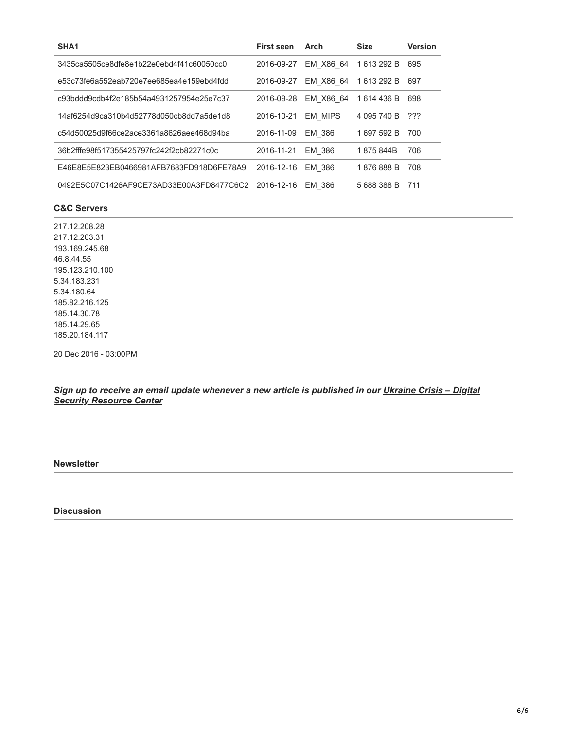| SHA1 | First seen | Arch | Size | Version |
|---|---|---|---|---|
| 3435ca5505ce8dfe8e1b22e0ebd4f41c60050cc0 | 2016-09-27 | EM_X86_64 | 1 613 292 B | 695 |
| e53c73fe6a552eab720e7ee685ea4e159ebd4fdd | 2016-09-27 | EM_X86_64 | 1 613 292 B | 697 |
| c93bddd9cdb4f2e185b54a4931257954e25e7c37 | 2016-09-28 | EM_X86_64 | 1 614 436 B | 698 |
| 14af6254d9ca310b4d52778d050cb8dd7a5de1d8 | 2016-10-21 | EM_MIPS | 4 095 740 B | ??? |
| c54d50025d9f66ce2ace3361a8626aee468d94ba | 2016-11-09 | EM_386 | 1 697 592 B | 700 |
| 36b2fffe98f517355425797fc242f2cb82271c0c | 2016-11-21 | EM_386 | 1 875 844B | 706 |
| E46E8E5E823EB0466981AFB7683FD918D6FE78A9 | 2016-12-16 | EM_386 | 1 876 888 B | 708 |
| 0492E5C07C1426AF9CE73AD33E00A3FD8477C6C2 | 2016-12-16 | EM_386 | 5 688 388 B | 711 |

### C&C Servers

217.12.208.28
217.12.203.31
193.169.245.68
46.8.44.55
195.123.210.100
5.34.183.231
5.34.180.64
185.82.216.125
185.14.30.78
185.14.29.65
185.20.184.117

20 Dec 2016 - 03:00PM

***Sign up to receive an email update whenever a new article is published in our Ukraine Crisis – Digital Security Resource Center***

### Newsletter

### Discussion